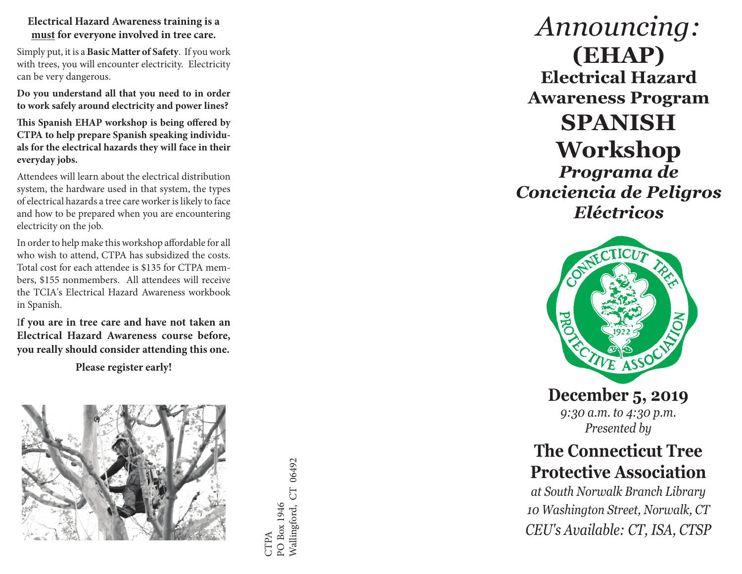**Electrical Hazard Awareness training is a must for everyone involved in tree care.**

Simply put, it is a **Basic Matter of Safety**. If you work with trees, you will encounter electricity. Electricity can be very dangerous.

**Do you understand all that you need to in order to work safely around electricity and power lines?**

**This Spanish EHAP workshop is being offered by CTPA to help prepare Spanish speaking individuals for the electrical hazards they will face in their everyday jobs.**

Attendees will learn about the electrical distribution system, the hardware used in that system, the types of electrical hazards a tree care worker is likely to face and how to be prepared when you are encountering electricity on the job.

In order to help make this workshop affordable for all who wish to attend, CTPA has subsidized the costs. Total cost for each attendee is $135 for CTPA members, $155 nonmembers. All attendees will receive the TCIA's Electrical Hazard Awareness workbook in Spanish.

**If you are in tree care and have not taken an Electrical Hazard Awareness course before, you really should consider attending this one.**

**Please register early!**

CTPA
PO Box 1946
Wallingford, CT 06492

# *Announcing:*

# (EHAP)

## Electrical Hazard Awareness Program

# SPANISH Workshop

## *Programa de Conciencia de Peligros Eléctricos*

CONNECTICUT TREE PROTECTIVE ASSOCIATION 1922

**December 5, 2019**

*9:30 a.m. to 4:30 p.m.*

*Presented by*

## The Connecticut Tree Protective Association

*at South Norwalk Branch Library*
*10 Washington Street, Norwalk, CT*
*CEU's Available: CT, ISA, CTSP*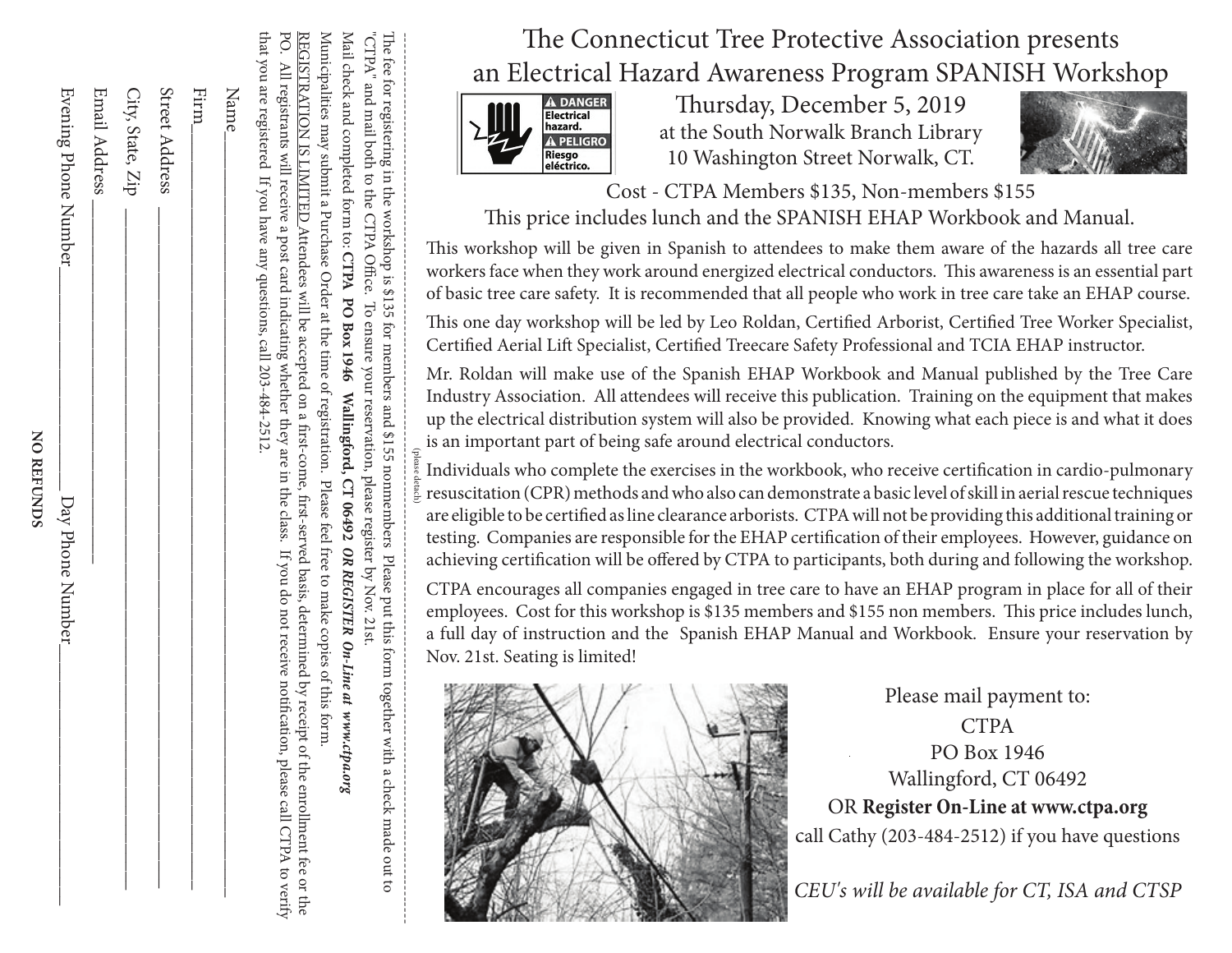# The Connecticut Tree Protective Association presents an Electrical Hazard Awareness Program SPANISH Workshop

⚠ DANGER
Electrical hazard.
⚠ PELIGRO
Riesgo eléctrico.

**Thursday, December 5, 2019**
at the South Norwalk Branch Library
10 Washington Street Norwalk, CT.

Cost - CTPA Members $135, Non-members $155
This price includes lunch and the SPANISH EHAP Workbook and Manual.

This workshop will be given in Spanish to attendees to make them aware of the hazards all tree care workers face when they work around energized electrical conductors. This awareness is an essential part of basic tree care safety. It is recommended that all people who work in tree care take an EHAP course.

This one day workshop will be led by Leo Roldan, Certified Arborist, Certified Tree Worker Specialist, Certified Aerial Lift Specialist, Certified Treecare Safety Professional and TCIA EHAP instructor.

Mr. Roldan will make use of the Spanish EHAP Workbook and Manual published by the Tree Care Industry Association. All attendees will receive this publication. Training on the equipment that makes up the electrical distribution system will also be provided. Knowing what each piece is and what it does is an important part of being safe around electrical conductors.

Individuals who complete the exercises in the workbook, who receive certification in cardio-pulmonary resuscitation (CPR) methods and who also can demonstrate a basic level of skill in aerial rescue techniques are eligible to be certified as line clearance arborists. CTPA will not be providing this additional training or testing. Companies are responsible for the EHAP certification of their employees. However, guidance on achieving certification will be offered by CTPA to participants, both during and following the workshop.

CTPA encourages all companies engaged in tree care to have an EHAP program in place for all of their employees. Cost for this workshop is $135 members and $155 non members. This price includes lunch, a full day of instruction and the Spanish EHAP Manual and Workbook. Ensure your reservation by Nov. 21st. Seating is limited!

Please mail payment to:
CTPA
PO Box 1946
Wallingford, CT 06492
OR **Register On-Line at www.ctpa.org**
call Cathy (203-484-2512) if you have questions

*CEU's will be available for CT, ISA and CTSP*

(please detach)

---

The fee for registering in the workshop is $135 for members and $155 nonmembers. Please put this form together with a check made out to "CTPA" and mail both to the CTPA Office. To ensure your reservation, please register by Nov. 21st.

Mail check and completed form to: **CTPA PO Box 1946 Wallingford, CT 06492** ***OR REGISTER On-Line at www.ctpa.org***

Municipalities may submit a Purchase Order at the time of registration. Please feel free to make copies of this form.

REGISTRATION IS LIMITED Attendees will be accepted on a first-come, first-served basis, determined by receipt of the enrollment fee or the PO. All registrants will receive a post card indicating whether they are in the class. If you do not receive notification, please call CTPA to verify that you are registered. If you have any questions, call 203-484-2512.

Name\_\_\_\_\_\_\_\_\_\_\_\_\_\_\_\_\_\_\_\_\_\_\_\_\_\_\_\_\_\_\_\_\_\_\_\_\_\_\_\_

Firm\_\_\_\_\_\_\_\_\_\_\_\_\_\_\_\_\_\_\_\_\_\_\_\_\_\_\_\_\_\_\_\_\_\_\_\_\_\_\_\_

Street Address \_\_\_\_\_\_\_\_\_\_\_\_\_\_\_\_\_\_\_\_\_\_\_\_\_\_\_\_\_\_\_\_\_\_

City, State, Zip \_\_\_\_\_\_\_\_\_\_\_\_\_\_\_\_\_\_\_\_\_\_\_\_\_\_\_\_\_\_\_\_\_

Email Address \_\_\_\_\_\_\_\_\_\_\_\_\_\_\_\_\_\_\_\_\_\_\_\_\_\_\_\_\_\_\_\_\_\_

Evening Phone Number\_\_\_\_\_\_\_\_\_\_\_\_ Day Phone Number\_\_\_\_\_\_\_\_\_\_\_\_

**NO REFUNDS**